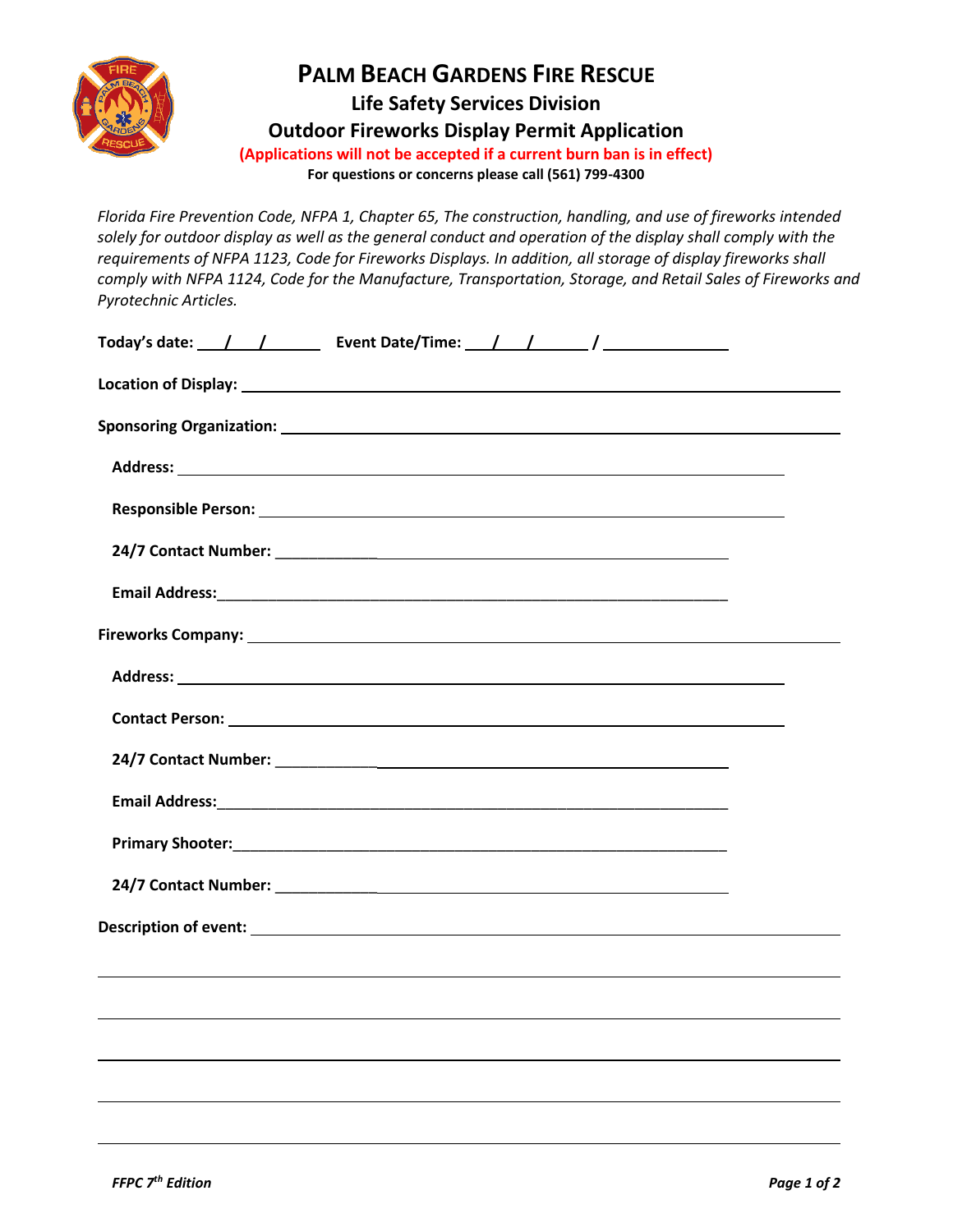# PALM BEACH GARDENS FIRE RESCUE

## Life Safety Services Division

## Outdoor Fireworks Display Permit Application

**(Applications will not be accepted if a current burn ban is in effect)**

**For questions or concerns please call (561) 799-4300**

*Florida Fire Prevention Code, NFPA 1, Chapter 65, The construction, handling, and use of fireworks intended solely for outdoor display as well as the general conduct and operation of the display shall comply with the requirements of NFPA 1123, Code for Fireworks Displays. In addition, all storage of display fireworks shall comply with NFPA 1124, Code for the Manufacture, Transportation, Storage, and Retail Sales of Fireworks and Pyrotechnic Articles.*

**Today's date:** ___/___/______ **Event Date/Time:** ___/___/______ / ____________

**Location of Display:** ______________________________________________

**Sponsoring Organization:** ______________________________________________

**Address:** ______________________________________________

**Responsible Person:** ______________________________________________

**24/7 Contact Number:** ______________________________________________

**Email Address:** ______________________________________________

**Fireworks Company:** ______________________________________________

**Address:** ______________________________________________

**Contact Person:** ______________________________________________

**24/7 Contact Number:** ______________________________________________

**Email Address:** ______________________________________________

**Primary Shooter:** ______________________________________________

**24/7 Contact Number:** ______________________________________________

**Description of event:** ______________________________________________

______________________________________________

______________________________________________

______________________________________________

______________________________________________

______________________________________________

*FFPC 7th Edition*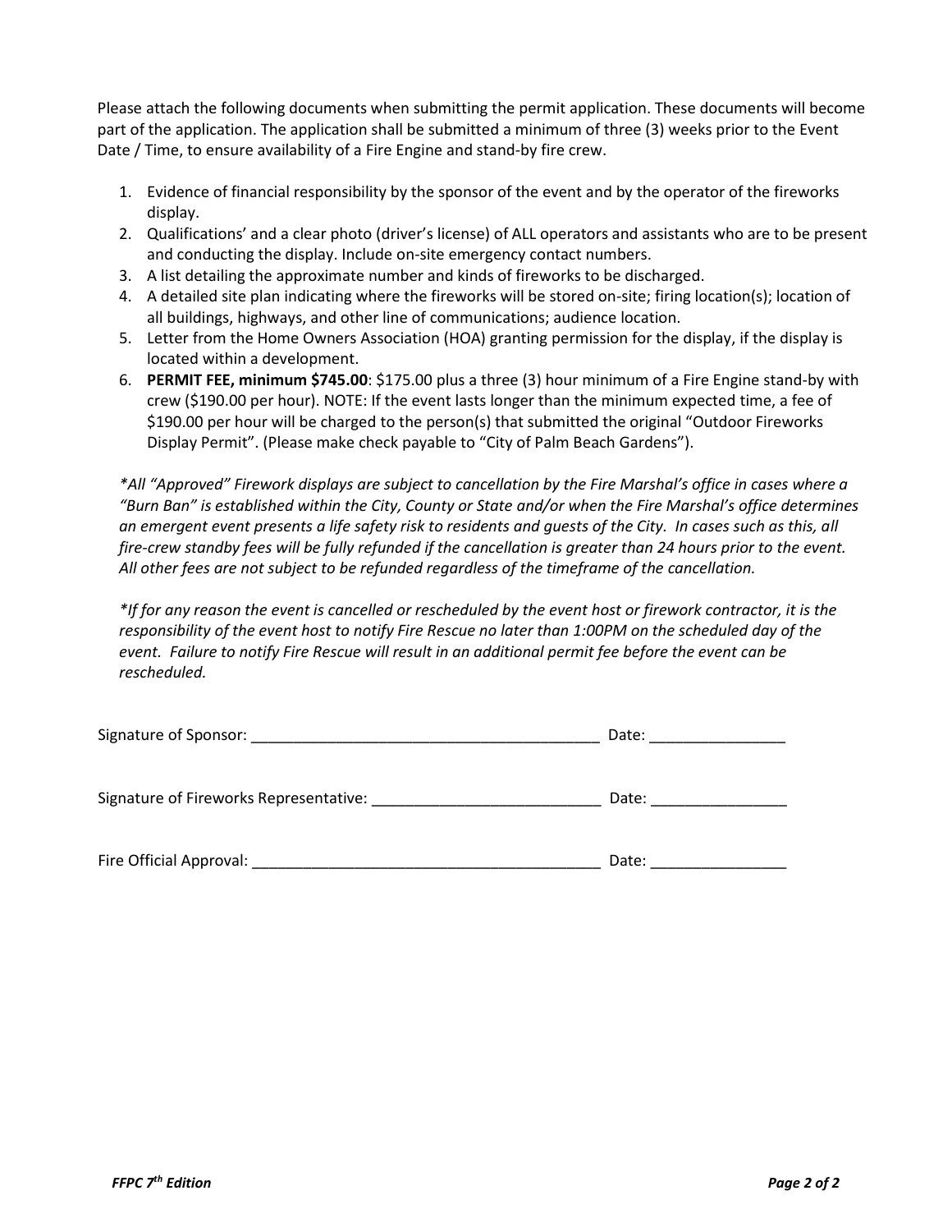Please attach the following documents when submitting the permit application. These documents will become part of the application. The application shall be submitted a minimum of three (3) weeks prior to the Event Date / Time, to ensure availability of a Fire Engine and stand-by fire crew.

1. Evidence of financial responsibility by the sponsor of the event and by the operator of the fireworks display.
2. Qualifications' and a clear photo (driver's license) of ALL operators and assistants who are to be present and conducting the display. Include on-site emergency contact numbers.
3. A list detailing the approximate number and kinds of fireworks to be discharged.
4. A detailed site plan indicating where the fireworks will be stored on-site; firing location(s); location of all buildings, highways, and other line of communications; audience location.
5. Letter from the Home Owners Association (HOA) granting permission for the display, if the display is located within a development.
6. **PERMIT FEE, minimum $745.00**: $175.00 plus a three (3) hour minimum of a Fire Engine stand-by with crew ($190.00 per hour). NOTE: If the event lasts longer than the minimum expected time, a fee of $190.00 per hour will be charged to the person(s) that submitted the original "Outdoor Fireworks Display Permit". (Please make check payable to "City of Palm Beach Gardens").

*\*All "Approved" Firework displays are subject to cancellation by the Fire Marshal's office in cases where a "Burn Ban" is established within the City, County or State and/or when the Fire Marshal's office determines an emergent event presents a life safety risk to residents and guests of the City. In cases such as this, all fire-crew standby fees will be fully refunded if the cancellation is greater than 24 hours prior to the event. All other fees are not subject to be refunded regardless of the timeframe of the cancellation.*

*\*If for any reason the event is cancelled or rescheduled by the event host or firework contractor, it is the responsibility of the event host to notify Fire Rescue no later than 1:00PM on the scheduled day of the event. Failure to notify Fire Rescue will result in an additional permit fee before the event can be rescheduled.*

Signature of Sponsor: ________________________________________ Date: ________________

Signature of Fireworks Representative: ___________________________ Date: ________________

Fire Official Approval: ________________________________________ Date: ________________

*FFPC 7th Edition*